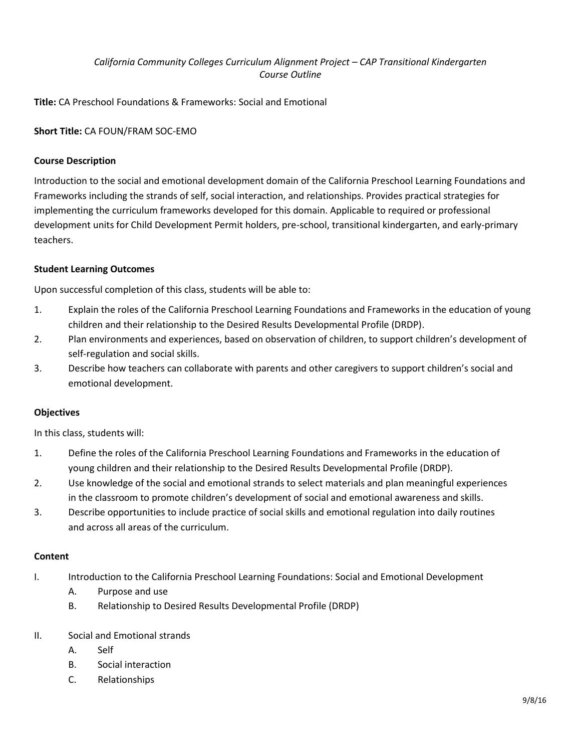*California Community Colleges Curriculum Alignment Project – CAP Transitional Kindergarten*
*Course Outline*

**Title:** CA Preschool Foundations & Frameworks: Social and Emotional

**Short Title:** CA FOUN/FRAM SOC-EMO

### Course Description

Introduction to the social and emotional development domain of the California Preschool Learning Foundations and Frameworks including the strands of self, social interaction, and relationships. Provides practical strategies for implementing the curriculum frameworks developed for this domain. Applicable to required or professional development units for Child Development Permit holders, pre-school, transitional kindergarten, and early-primary teachers.

### Student Learning Outcomes

Upon successful completion of this class, students will be able to:

1. Explain the roles of the California Preschool Learning Foundations and Frameworks in the education of young children and their relationship to the Desired Results Developmental Profile (DRDP).
2. Plan environments and experiences, based on observation of children, to support children's development of self-regulation and social skills.
3. Describe how teachers can collaborate with parents and other caregivers to support children's social and emotional development.

### Objectives

In this class, students will:

1. Define the roles of the California Preschool Learning Foundations and Frameworks in the education of young children and their relationship to the Desired Results Developmental Profile (DRDP).
2. Use knowledge of the social and emotional strands to select materials and plan meaningful experiences in the classroom to promote children's development of social and emotional awareness and skills.
3. Describe opportunities to include practice of social skills and emotional regulation into daily routines and across all areas of the curriculum.

### Content

I. Introduction to the California Preschool Learning Foundations: Social and Emotional Development
   A. Purpose and use
   B. Relationship to Desired Results Developmental Profile (DRDP)

II. Social and Emotional strands
   A. Self
   B. Social interaction
   C. Relationships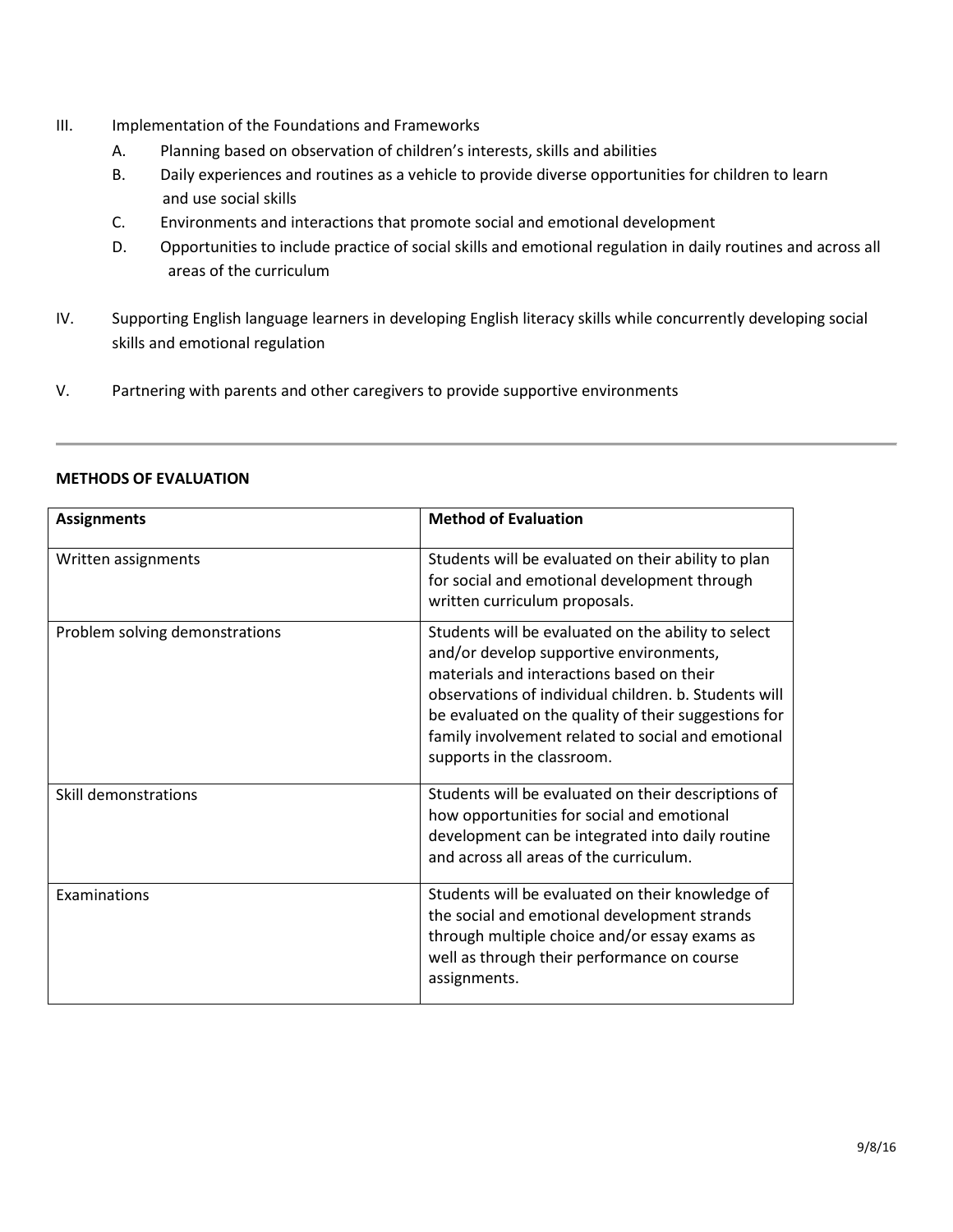III. Implementation of the Foundations and Frameworks
   A. Planning based on observation of children's interests, skills and abilities
   B. Daily experiences and routines as a vehicle to provide diverse opportunities for children to learn and use social skills
   C. Environments and interactions that promote social and emotional development
   D. Opportunities to include practice of social skills and emotional regulation in daily routines and across all areas of the curriculum

IV. Supporting English language learners in developing English literacy skills while concurrently developing social skills and emotional regulation

V. Partnering with parents and other caregivers to provide supportive environments

---

**METHODS OF EVALUATION**

| **Assignments** | **Method of Evaluation** |
| --- | --- |
| Written assignments | Students will be evaluated on their ability to plan for social and emotional development through written curriculum proposals. |
| Problem solving demonstrations | Students will be evaluated on the ability to select and/or develop supportive environments, materials and interactions based on their observations of individual children. b. Students will be evaluated on the quality of their suggestions for family involvement related to social and emotional supports in the classroom. |
| Skill demonstrations | Students will be evaluated on their descriptions of how opportunities for social and emotional development can be integrated into daily routine and across all areas of the curriculum. |
| Examinations | Students will be evaluated on their knowledge of the social and emotional development strands through multiple choice and/or essay exams as well as through their performance on course assignments. |